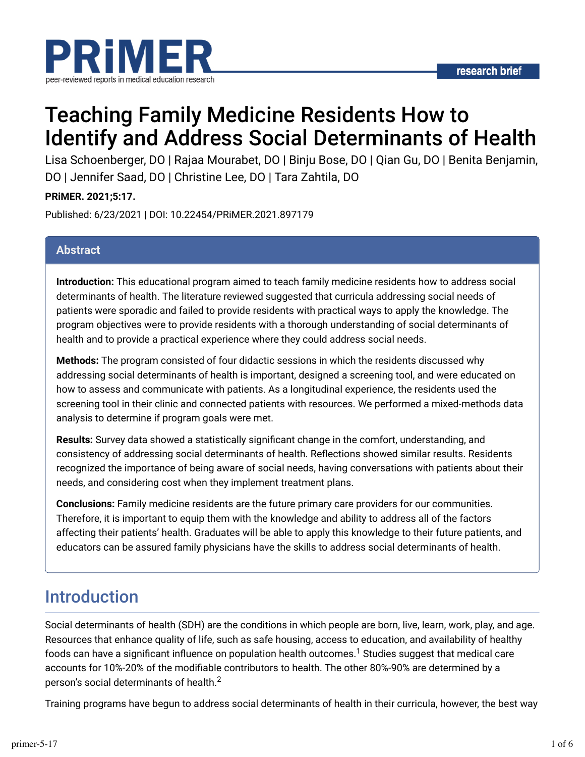# Teaching Family Medicine Residents How to Identify and Address Social Determinants of Health

Lisa Schoenberger, DO | Rajaa Mourabet, DO | Binju Bose, DO | Qian Gu, DO | Benita Benjamin, DO | Jennifer Saad, DO | Christine Lee, DO | Tara Zahtila, DO

**PRiMER. 2021;5:17.**

Published: 6/23/2021 | DOI: 10.22454/PRiMER.2021.897179

## Abstract

**Introduction:** This educational program aimed to teach family medicine residents how to address social determinants of health. The literature reviewed suggested that curricula addressing social needs of patients were sporadic and failed to provide residents with practical ways to apply the knowledge. The program objectives were to provide residents with a thorough understanding of social determinants of health and to provide a practical experience where they could address social needs.

**Methods:** The program consisted of four didactic sessions in which the residents discussed why addressing social determinants of health is important, designed a screening tool, and were educated on how to assess and communicate with patients. As a longitudinal experience, the residents used the screening tool in their clinic and connected patients with resources. We performed a mixed-methods data analysis to determine if program goals were met.

**Results:** Survey data showed a statistically significant change in the comfort, understanding, and consistency of addressing social determinants of health. Reflections showed similar results. Residents recognized the importance of being aware of social needs, having conversations with patients about their needs, and considering cost when they implement treatment plans.

**Conclusions:** Family medicine residents are the future primary care providers for our communities. Therefore, it is important to equip them with the knowledge and ability to address all of the factors affecting their patients' health. Graduates will be able to apply this knowledge to their future patients, and educators can be assured family physicians have the skills to address social determinants of health.

## Introduction

Social determinants of health (SDH) are the conditions in which people are born, live, learn, work, play, and age. Resources that enhance quality of life, such as safe housing, access to education, and availability of healthy foods can have a significant influence on population health outcomes.[1] Studies suggest that medical care accounts for 10%-20% of the modifiable contributors to health. The other 80%-90% are determined by a person's social determinants of health.[2]

Training programs have begun to address social determinants of health in their curricula, however, the best way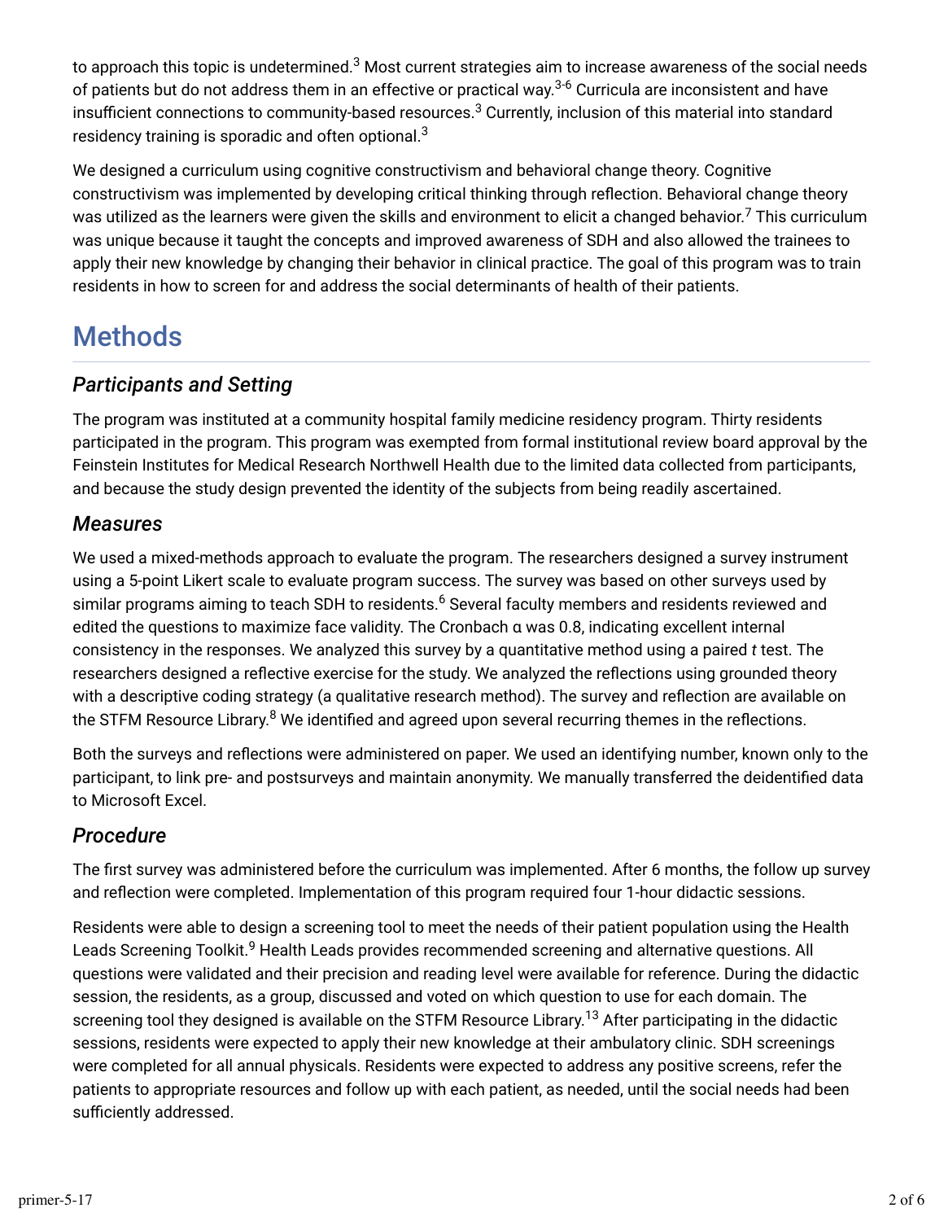to approach this topic is undetermined.[3] Most current strategies aim to increase awareness of the social needs of patients but do not address them in an effective or practical way.[3-6] Curricula are inconsistent and have insufficient connections to community-based resources.[3] Currently, inclusion of this material into standard residency training is sporadic and often optional.[3]

We designed a curriculum using cognitive constructivism and behavioral change theory. Cognitive constructivism was implemented by developing critical thinking through reflection. Behavioral change theory was utilized as the learners were given the skills and environment to elicit a changed behavior.[7] This curriculum was unique because it taught the concepts and improved awareness of SDH and also allowed the trainees to apply their new knowledge by changing their behavior in clinical practice. The goal of this program was to train residents in how to screen for and address the social determinants of health of their patients.

# Methods

## *Participants and Setting*

The program was instituted at a community hospital family medicine residency program. Thirty residents participated in the program. This program was exempted from formal institutional review board approval by the Feinstein Institutes for Medical Research Northwell Health due to the limited data collected from participants, and because the study design prevented the identity of the subjects from being readily ascertained.

## *Measures*

We used a mixed-methods approach to evaluate the program. The researchers designed a survey instrument using a 5-point Likert scale to evaluate program success. The survey was based on other surveys used by similar programs aiming to teach SDH to residents.[6] Several faculty members and residents reviewed and edited the questions to maximize face validity. The Cronbach α was 0.8, indicating excellent internal consistency in the responses. We analyzed this survey by a quantitative method using a paired *t* test. The researchers designed a reflective exercise for the study. We analyzed the reflections using grounded theory with a descriptive coding strategy (a qualitative research method). The survey and reflection are available on the STFM Resource Library.[8] We identified and agreed upon several recurring themes in the reflections.

Both the surveys and reflections were administered on paper. We used an identifying number, known only to the participant, to link pre- and postsurveys and maintain anonymity. We manually transferred the deidentified data to Microsoft Excel.

## *Procedure*

The first survey was administered before the curriculum was implemented. After 6 months, the follow up survey and reflection were completed. Implementation of this program required four 1-hour didactic sessions.

Residents were able to design a screening tool to meet the needs of their patient population using the Health Leads Screening Toolkit.[9] Health Leads provides recommended screening and alternative questions. All questions were validated and their precision and reading level were available for reference. During the didactic session, the residents, as a group, discussed and voted on which question to use for each domain. The screening tool they designed is available on the STFM Resource Library.[13] After participating in the didactic sessions, residents were expected to apply their new knowledge at their ambulatory clinic. SDH screenings were completed for all annual physicals. Residents were expected to address any positive screens, refer the patients to appropriate resources and follow up with each patient, as needed, until the social needs had been sufficiently addressed.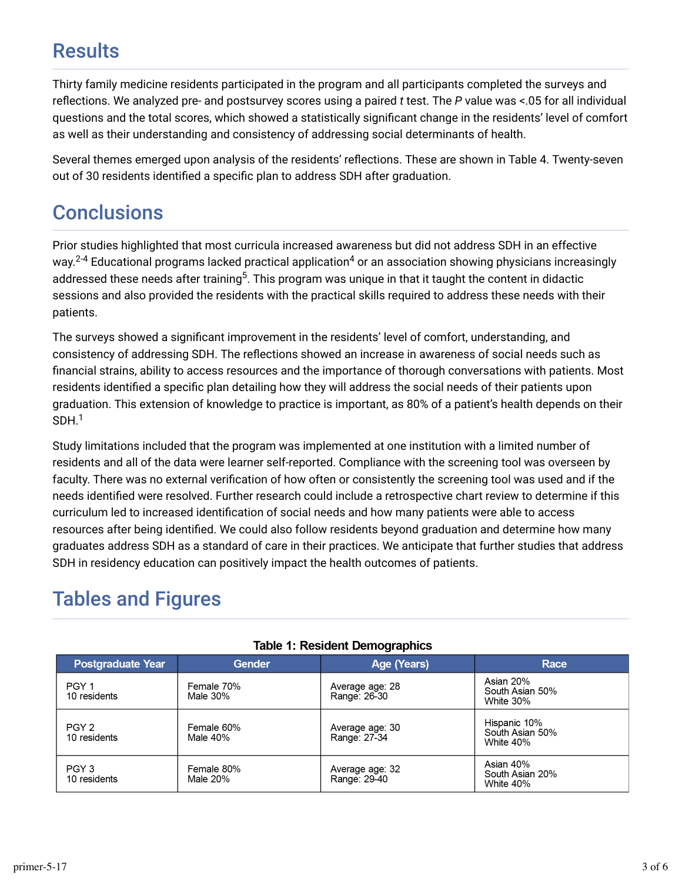## Results

Thirty family medicine residents participated in the program and all participants completed the surveys and reflections. We analyzed pre- and postsurvey scores using a paired *t* test. The *P* value was <.05 for all individual questions and the total scores, which showed a statistically significant change in the residents' level of comfort as well as their understanding and consistency of addressing social determinants of health.

Several themes emerged upon analysis of the residents' reflections. These are shown in Table 4. Twenty-seven out of 30 residents identified a specific plan to address SDH after graduation.

## Conclusions

Prior studies highlighted that most curricula increased awareness but did not address SDH in an effective way.[2-4] Educational programs lacked practical application[4] or an association showing physicians increasingly addressed these needs after training[5]. This program was unique in that it taught the content in didactic sessions and also provided the residents with the practical skills required to address these needs with their patients.

The surveys showed a significant improvement in the residents' level of comfort, understanding, and consistency of addressing SDH. The reflections showed an increase in awareness of social needs such as financial strains, ability to access resources and the importance of thorough conversations with patients. Most residents identified a specific plan detailing how they will address the social needs of their patients upon graduation. This extension of knowledge to practice is important, as 80% of a patient's health depends on their SDH.[1]

Study limitations included that the program was implemented at one institution with a limited number of residents and all of the data were learner self-reported. Compliance with the screening tool was overseen by faculty. There was no external verification of how often or consistently the screening tool was used and if the needs identified were resolved. Further research could include a retrospective chart review to determine if this curriculum led to increased identification of social needs and how many patients were able to access resources after being identified. We could also follow residents beyond graduation and determine how many graduates address SDH as a standard of care in their practices. We anticipate that further studies that address SDH in residency education can positively impact the health outcomes of patients.

## Tables and Figures

**Table 1: Resident Demographics**

| Postgraduate Year | Gender | Age (Years) | Race |
|---|---|---|---|
| PGY 1<br>10 residents | Female 70%<br>Male 30% | Average age: 28<br>Range: 26-30 | Asian 20%<br>South Asian 50%<br>White 30% |
| PGY 2<br>10 residents | Female 60%<br>Male 40% | Average age: 30<br>Range: 27-34 | Hispanic 10%<br>South Asian 50%<br>White 40% |
| PGY 3<br>10 residents | Female 80%<br>Male 20% | Average age: 32<br>Range: 29-40 | Asian 40%<br>South Asian 20%<br>White 40% |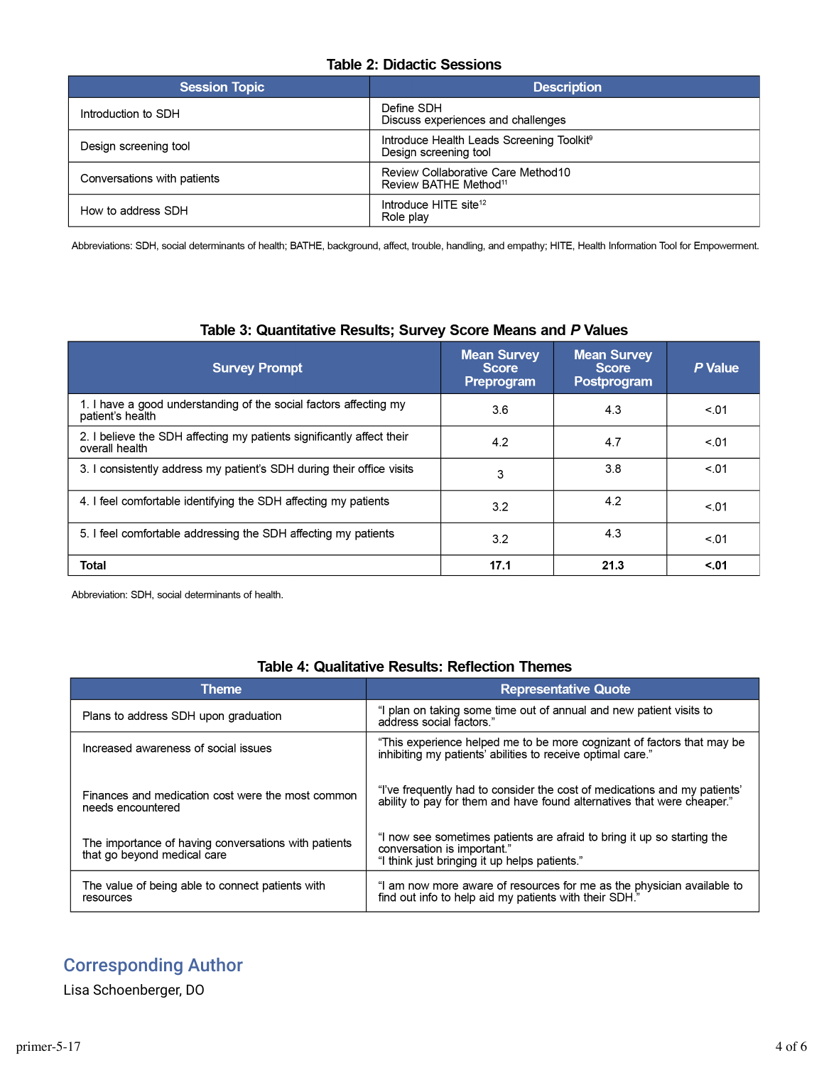**Table 2: Didactic Sessions**

| Session Topic | Description |
|---|---|
| Introduction to SDH | Define SDH<br>Discuss experiences and challenges |
| Design screening tool | Introduce Health Leads Screening Toolkit[9]<br>Design screening tool |
| Conversations with patients | Review Collaborative Care Method10<br>Review BATHE Method[11] |
| How to address SDH | Introduce HITE site[12]<br>Role play |

Abbreviations: SDH, social determinants of health; BATHE, background, affect, trouble, handling, and empathy; HITE, Health Information Tool for Empowerment.

**Table 3: Quantitative Results; Survey Score Means and *P* Values**

| Survey Prompt | Mean Survey Score Preprogram | Mean Survey Score Postprogram | *P* Value |
|---|---|---|---|
| 1. I have a good understanding of the social factors affecting my patient's health | 3.6 | 4.3 | <.01 |
| 2. I believe the SDH affecting my patients significantly affect their overall health | 4.2 | 4.7 | <.01 |
| 3. I consistently address my patient's SDH during their office visits | 3 | 3.8 | <.01 |
| 4. I feel comfortable identifying the SDH affecting my patients | 3.2 | 4.2 | <.01 |
| 5. I feel comfortable addressing the SDH affecting my patients | 3.2 | 4.3 | <.01 |
| **Total** | **17.1** | **21.3** | **<.01** |

Abbreviation: SDH, social determinants of health.

**Table 4: Qualitative Results: Reflection Themes**

| Theme | Representative Quote |
|---|---|
| Plans to address SDH upon graduation | "I plan on taking some time out of annual and new patient visits to address social factors." |
| Increased awareness of social issues | "This experience helped me to be more cognizant of factors that may be inhibiting my patients' abilities to receive optimal care." |
| Finances and medication cost were the most common needs encountered | "I've frequently had to consider the cost of medications and my patients' ability to pay for them and have found alternatives that were cheaper." |
| The importance of having conversations with patients that go beyond medical care | "I now see sometimes patients are afraid to bring it up so starting the conversation is important."<br>"I think just bringing it up helps patients." |
| The value of being able to connect patients with resources | "I am now more aware of resources for me as the physician available to find out info to help aid my patients with their SDH." |

## Corresponding Author

Lisa Schoenberger, DO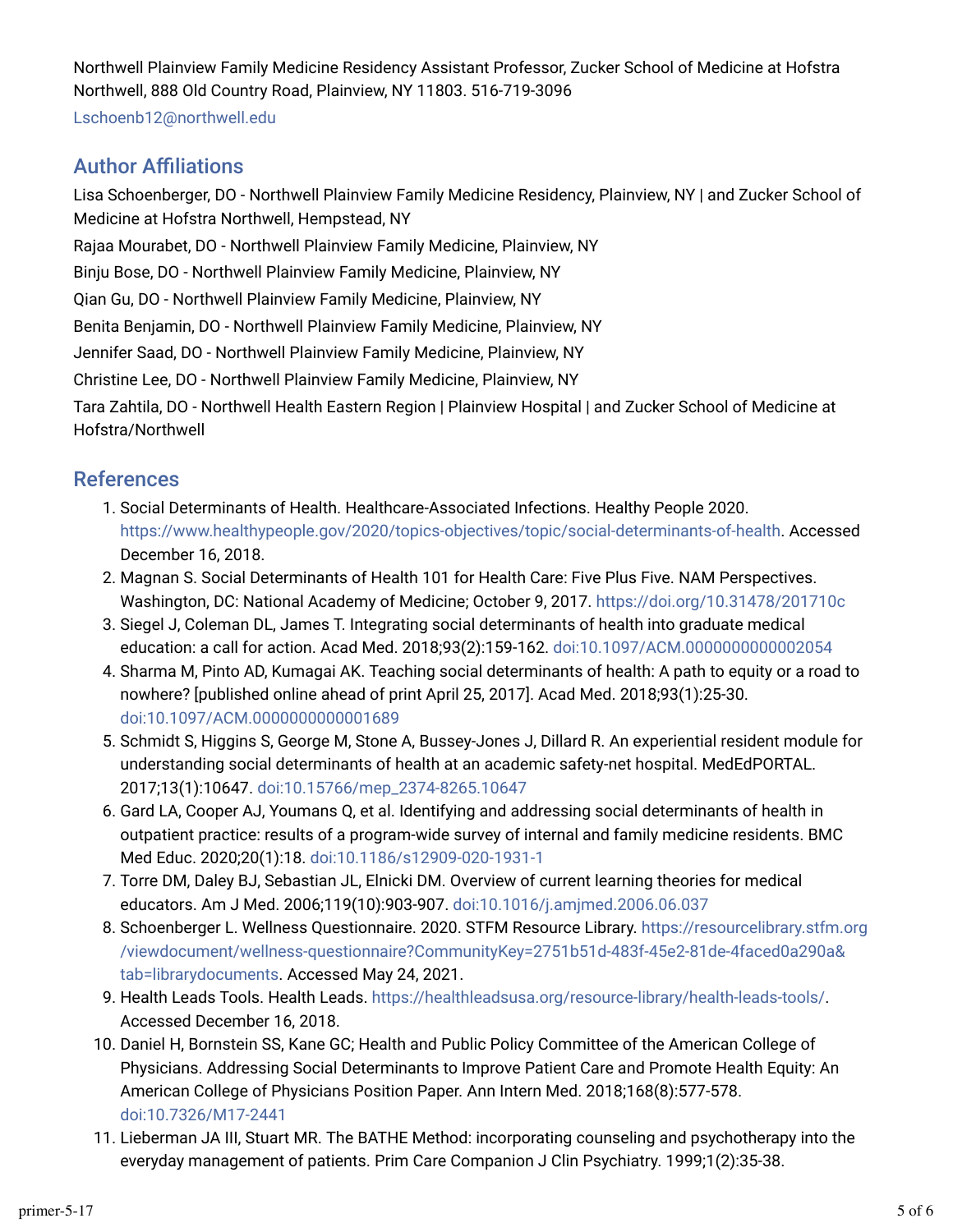Northwell Plainview Family Medicine Residency Assistant Professor, Zucker School of Medicine at Hofstra Northwell, 888 Old Country Road, Plainview, NY 11803. 516-719-3096

Lschoenb12@northwell.edu

## Author Affiliations

Lisa Schoenberger, DO - Northwell Plainview Family Medicine Residency, Plainview, NY | and Zucker School of Medicine at Hofstra Northwell, Hempstead, NY

Rajaa Mourabet, DO - Northwell Plainview Family Medicine, Plainview, NY

Binju Bose, DO - Northwell Plainview Family Medicine, Plainview, NY

Qian Gu, DO - Northwell Plainview Family Medicine, Plainview, NY

Benita Benjamin, DO - Northwell Plainview Family Medicine, Plainview, NY

Jennifer Saad, DO - Northwell Plainview Family Medicine, Plainview, NY

Christine Lee, DO - Northwell Plainview Family Medicine, Plainview, NY

Tara Zahtila, DO - Northwell Health Eastern Region | Plainview Hospital | and Zucker School of Medicine at Hofstra/Northwell

## References

1. Social Determinants of Health. Healthcare-Associated Infections. Healthy People 2020. https://www.healthypeople.gov/2020/topics-objectives/topic/social-determinants-of-health. Accessed December 16, 2018.
2. Magnan S. Social Determinants of Health 101 for Health Care: Five Plus Five. NAM Perspectives. Washington, DC: National Academy of Medicine; October 9, 2017. https://doi.org/10.31478/201710c
3. Siegel J, Coleman DL, James T. Integrating social determinants of health into graduate medical education: a call for action. Acad Med. 2018;93(2):159-162. doi:10.1097/ACM.0000000000002054
4. Sharma M, Pinto AD, Kumagai AK. Teaching social determinants of health: A path to equity or a road to nowhere? [published online ahead of print April 25, 2017]. Acad Med. 2018;93(1):25-30. doi:10.1097/ACM.0000000000001689
5. Schmidt S, Higgins S, George M, Stone A, Bussey-Jones J, Dillard R. An experiential resident module for understanding social determinants of health at an academic safety-net hospital. MedEdPORTAL. 2017;13(1):10647. doi:10.15766/mep_2374-8265.10647
6. Gard LA, Cooper AJ, Youmans Q, et al. Identifying and addressing social determinants of health in outpatient practice: results of a program-wide survey of internal and family medicine residents. BMC Med Educ. 2020;20(1):18. doi:10.1186/s12909-020-1931-1
7. Torre DM, Daley BJ, Sebastian JL, Elnicki DM. Overview of current learning theories for medical educators. Am J Med. 2006;119(10):903-907. doi:10.1016/j.amjmed.2006.06.037
8. Schoenberger L. Wellness Questionnaire. 2020. STFM Resource Library. https://resourcelibrary.stfm.org/viewdocument/wellness-questionnaire?CommunityKey=2751b51d-483f-45e2-81de-4faced0a290a&tab=librarydocuments. Accessed May 24, 2021.
9. Health Leads Tools. Health Leads. https://healthleadsusa.org/resource-library/health-leads-tools/. Accessed December 16, 2018.
10. Daniel H, Bornstein SS, Kane GC; Health and Public Policy Committee of the American College of Physicians. Addressing Social Determinants to Improve Patient Care and Promote Health Equity: An American College of Physicians Position Paper. Ann Intern Med. 2018;168(8):577-578. doi:10.7326/M17-2441
11. Lieberman JA III, Stuart MR. The BATHE Method: incorporating counseling and psychotherapy into the everyday management of patients. Prim Care Companion J Clin Psychiatry. 1999;1(2):35-38.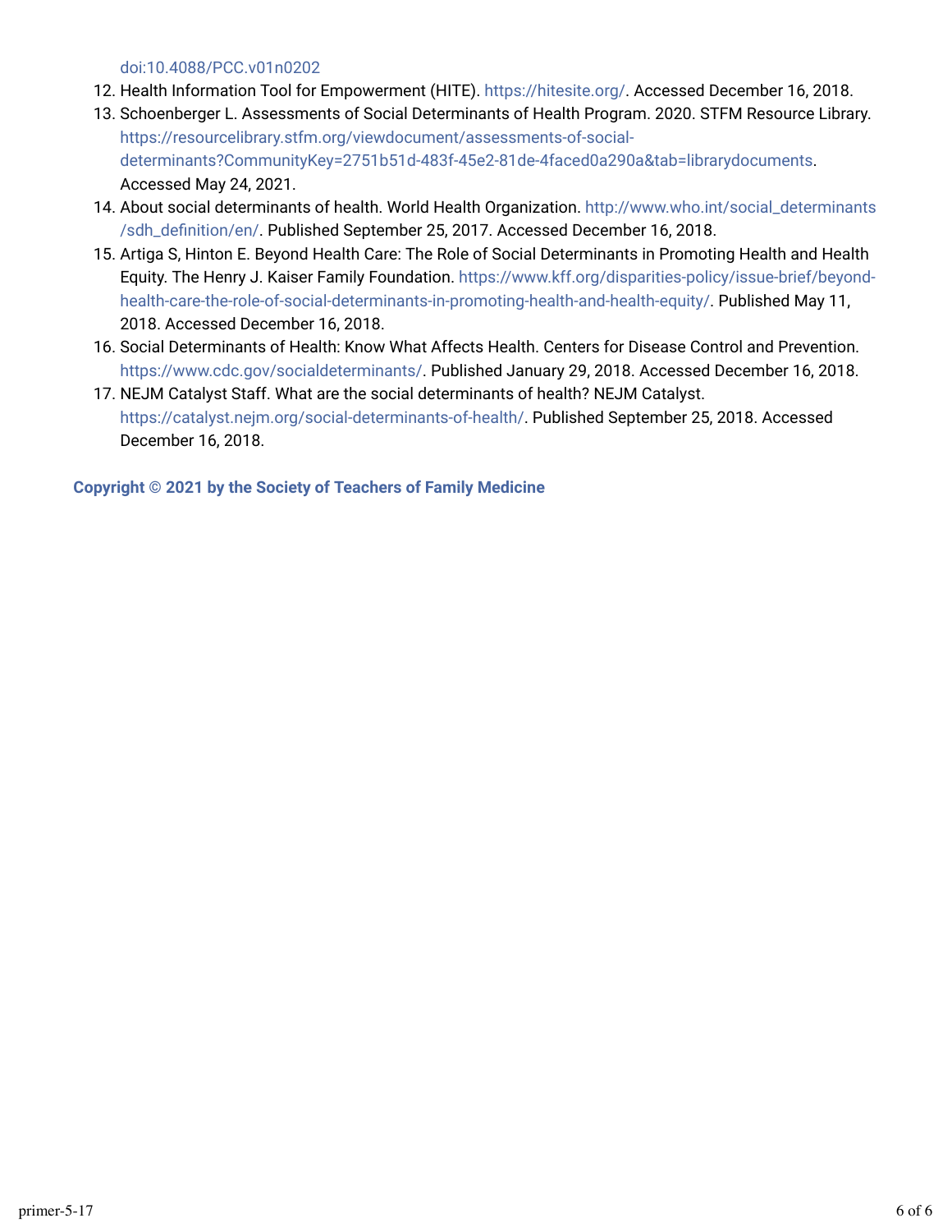doi:10.4088/PCC.v01n0202

12. Health Information Tool for Empowerment (HITE). https://hitesite.org/. Accessed December 16, 2018.
13. Schoenberger L. Assessments of Social Determinants of Health Program. 2020. STFM Resource Library. https://resourcelibrary.stfm.org/viewdocument/assessments-of-social-determinants?CommunityKey=2751b51d-483f-45e2-81de-4faced0a290a&tab=librarydocuments. Accessed May 24, 2021.
14. About social determinants of health. World Health Organization. http://www.who.int/social_determinants/sdh_definition/en/. Published September 25, 2017. Accessed December 16, 2018.
15. Artiga S, Hinton E. Beyond Health Care: The Role of Social Determinants in Promoting Health and Health Equity. The Henry J. Kaiser Family Foundation. https://www.kff.org/disparities-policy/issue-brief/beyond-health-care-the-role-of-social-determinants-in-promoting-health-and-health-equity/. Published May 11, 2018. Accessed December 16, 2018.
16. Social Determinants of Health: Know What Affects Health. Centers for Disease Control and Prevention. https://www.cdc.gov/socialdeterminants/. Published January 29, 2018. Accessed December 16, 2018.
17. NEJM Catalyst Staff. What are the social determinants of health? NEJM Catalyst. https://catalyst.nejm.org/social-determinants-of-health/. Published September 25, 2018. Accessed December 16, 2018.

**Copyright © 2021 by the Society of Teachers of Family Medicine**